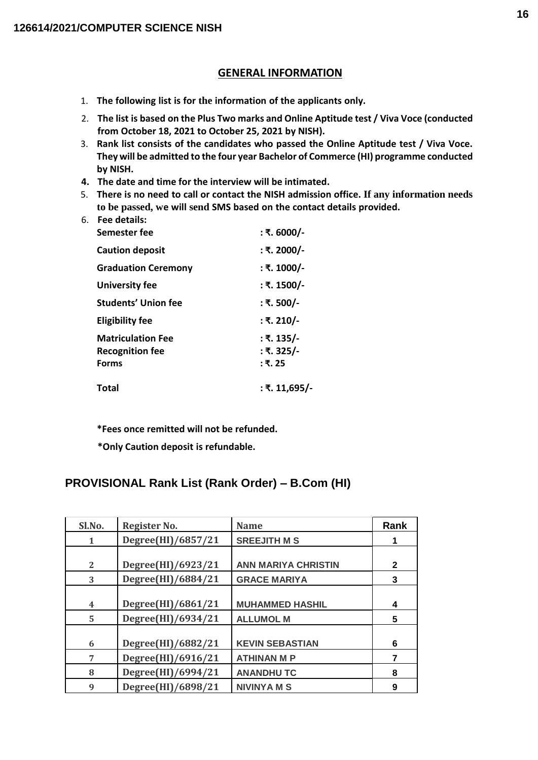## GENERAL INFORMATION

1. **The following list is for the information of the applicants only.**
2. **The list is based on the Plus Two marks and Online Aptitude test / Viva Voce (conducted from October 18, 2021 to October 25, 2021 by NISH).**
3. **Rank list consists of the candidates who passed the Online Aptitude test / Viva Voce. They will be admitted to the four year Bachelor of Commerce (HI) programme conducted by NISH.**
4. **The date and time for the interview will be intimated.**
5. **There is no need to call or contact the NISH admission office. If any information needs to be passed, we will send SMS based on the contact details provided.**
6. **Fee details:**

| | |
|---|---|
| **Semester fee** | **: ₹. 6000/-** |
| **Caution deposit** | **: ₹. 2000/-** |
| **Graduation Ceremony** | **: ₹. 1000/-** |
| **University fee** | **: ₹. 1500/-** |
| **Students' Union fee** | **: ₹. 500/-** |
| **Eligibility fee** | **: ₹. 210/-** |
| **Matriculation Fee** | **: ₹. 135/-** |
| **Recognition fee** | **: ₹. 325/-** |
| **Forms** | **: ₹. 25** |
| **Total** | **: ₹. 11,695/-** |

**\*Fees once remitted will not be refunded.**

**\*Only Caution deposit is refundable.**

## PROVISIONAL Rank List (Rank Order) – B.Com (HI)

| Sl.No. | Register No. | Name | Rank |
|---|---|---|---|
| 1 | Degree(HI)/6857/21 | SREEJITH M S | 1 |
| 2 | Degree(HI)/6923/21 | ANN MARIYA CHRISTIN | 2 |
| 3 | Degree(HI)/6884/21 | GRACE MARIYA | 3 |
| 4 | Degree(HI)/6861/21 | MUHAMMED HASHIL | 4 |
| 5 | Degree(HI)/6934/21 | ALLUMOL M | 5 |
| 6 | Degree(HI)/6882/21 | KEVIN SEBASTIAN | 6 |
| 7 | Degree(HI)/6916/21 | ATHINAN M P | 7 |
| 8 | Degree(HI)/6994/21 | ANANDHU TC | 8 |
| 9 | Degree(HI)/6898/21 | NIVINYA M S | 9 |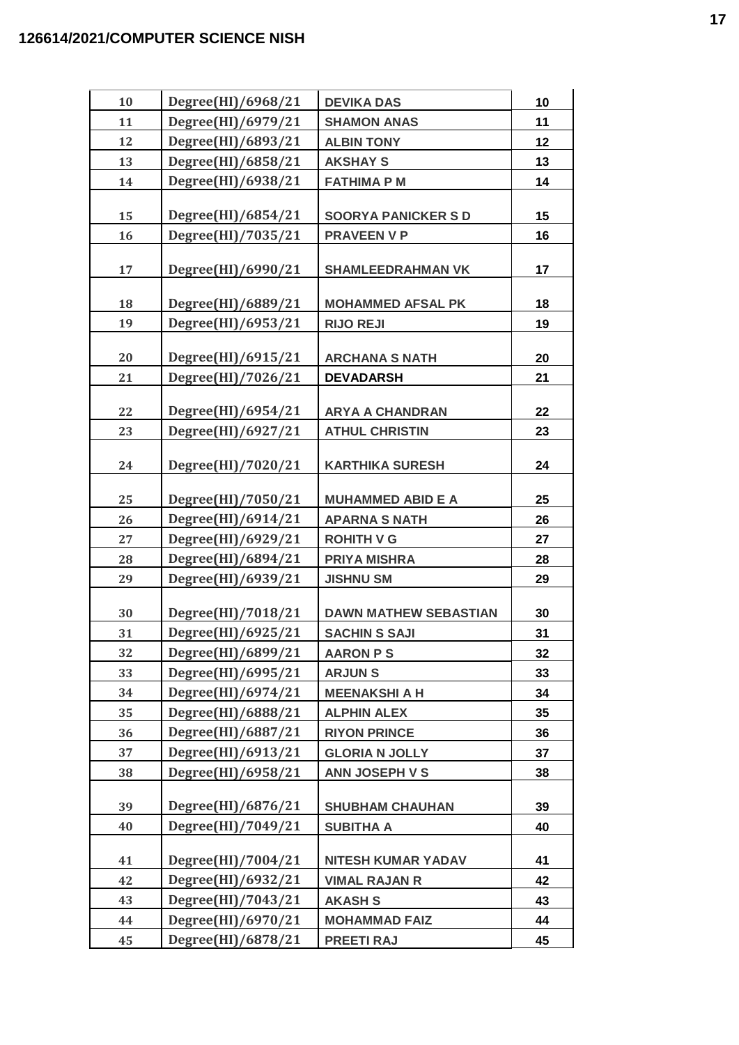## 126614/2021/COMPUTER SCIENCE NISH

| | | | |
|---|---|---|---|
| 10 | Degree(HI)/6968/21 | DEVIKA DAS | 10 |
| 11 | Degree(HI)/6979/21 | SHAMON ANAS | 11 |
| 12 | Degree(HI)/6893/21 | ALBIN TONY | 12 |
| 13 | Degree(HI)/6858/21 | AKSHAY S | 13 |
| 14 | Degree(HI)/6938/21 | FATHIMA P M | 14 |
| 15 | Degree(HI)/6854/21 | SOORYA PANICKER S D | 15 |
| 16 | Degree(HI)/7035/21 | PRAVEEN V P | 16 |
| 17 | Degree(HI)/6990/21 | SHAMLEEDRAHMAN VK | 17 |
| 18 | Degree(HI)/6889/21 | MOHAMMED AFSAL PK | 18 |
| 19 | Degree(HI)/6953/21 | RIJO REJI | 19 |
| 20 | Degree(HI)/6915/21 | ARCHANA S NATH | 20 |
| 21 | Degree(HI)/7026/21 | DEVADARSH | 21 |
| 22 | Degree(HI)/6954/21 | ARYA A CHANDRAN | 22 |
| 23 | Degree(HI)/6927/21 | ATHUL CHRISTIN | 23 |
| 24 | Degree(HI)/7020/21 | KARTHIKA SURESH | 24 |
| 25 | Degree(HI)/7050/21 | MUHAMMED ABID E A | 25 |
| 26 | Degree(HI)/6914/21 | APARNA S NATH | 26 |
| 27 | Degree(HI)/6929/21 | ROHITH V G | 27 |
| 28 | Degree(HI)/6894/21 | PRIYA MISHRA | 28 |
| 29 | Degree(HI)/6939/21 | JISHNU SM | 29 |
| 30 | Degree(HI)/7018/21 | DAWN MATHEW SEBASTIAN | 30 |
| 31 | Degree(HI)/6925/21 | SACHIN S SAJI | 31 |
| 32 | Degree(HI)/6899/21 | AARON P S | 32 |
| 33 | Degree(HI)/6995/21 | ARJUN S | 33 |
| 34 | Degree(HI)/6974/21 | MEENAKSHI A H | 34 |
| 35 | Degree(HI)/6888/21 | ALPHIN ALEX | 35 |
| 36 | Degree(HI)/6887/21 | RIYON PRINCE | 36 |
| 37 | Degree(HI)/6913/21 | GLORIA N JOLLY | 37 |
| 38 | Degree(HI)/6958/21 | ANN JOSEPH V S | 38 |
| 39 | Degree(HI)/6876/21 | SHUBHAM CHAUHAN | 39 |
| 40 | Degree(HI)/7049/21 | SUBITHA A | 40 |
| 41 | Degree(HI)/7004/21 | NITESH KUMAR YADAV | 41 |
| 42 | Degree(HI)/6932/21 | VIMAL RAJAN R | 42 |
| 43 | Degree(HI)/7043/21 | AKASH S | 43 |
| 44 | Degree(HI)/6970/21 | MOHAMMAD FAIZ | 44 |
| 45 | Degree(HI)/6878/21 | PREETI RAJ | 45 |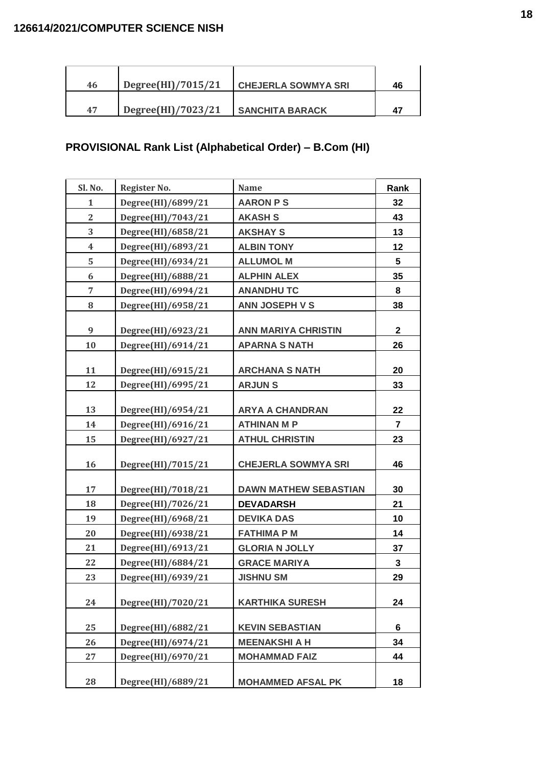| 46 | Degree(HI)/7015/21 | CHEJERLA SOWMYA SRI | 46 |
|---|---|---|---|
| 47 | Degree(HI)/7023/21 | SANCHITA BARACK | 47 |

## PROVISIONAL Rank List (Alphabetical Order) – B.Com (HI)

| Sl. No. | Register No. | Name | Rank |
|---|---|---|---|
| 1 | Degree(HI)/6899/21 | AARON P S | 32 |
| 2 | Degree(HI)/7043/21 | AKASH S | 43 |
| 3 | Degree(HI)/6858/21 | AKSHAY S | 13 |
| 4 | Degree(HI)/6893/21 | ALBIN TONY | 12 |
| 5 | Degree(HI)/6934/21 | ALLUMOL M | 5 |
| 6 | Degree(HI)/6888/21 | ALPHIN ALEX | 35 |
| 7 | Degree(HI)/6994/21 | ANANDHU TC | 8 |
| 8 | Degree(HI)/6958/21 | ANN JOSEPH V S | 38 |
| 9 | Degree(HI)/6923/21 | ANN MARIYA CHRISTIN | 2 |
| 10 | Degree(HI)/6914/21 | APARNA S NATH | 26 |
| 11 | Degree(HI)/6915/21 | ARCHANA S NATH | 20 |
| 12 | Degree(HI)/6995/21 | ARJUN S | 33 |
| 13 | Degree(HI)/6954/21 | ARYA A CHANDRAN | 22 |
| 14 | Degree(HI)/6916/21 | ATHINAN M P | 7 |
| 15 | Degree(HI)/6927/21 | ATHUL CHRISTIN | 23 |
| 16 | Degree(HI)/7015/21 | CHEJERLA SOWMYA SRI | 46 |
| 17 | Degree(HI)/7018/21 | DAWN MATHEW SEBASTIAN | 30 |
| 18 | Degree(HI)/7026/21 | DEVADARSH | 21 |
| 19 | Degree(HI)/6968/21 | DEVIKA DAS | 10 |
| 20 | Degree(HI)/6938/21 | FATHIMA P M | 14 |
| 21 | Degree(HI)/6913/21 | GLORIA N JOLLY | 37 |
| 22 | Degree(HI)/6884/21 | GRACE MARIYA | 3 |
| 23 | Degree(HI)/6939/21 | JISHNU SM | 29 |
| 24 | Degree(HI)/7020/21 | KARTHIKA SURESH | 24 |
| 25 | Degree(HI)/6882/21 | KEVIN SEBASTIAN | 6 |
| 26 | Degree(HI)/6974/21 | MEENAKSHI A H | 34 |
| 27 | Degree(HI)/6970/21 | MOHAMMAD FAIZ | 44 |
| 28 | Degree(HI)/6889/21 | MOHAMMED AFSAL PK | 18 |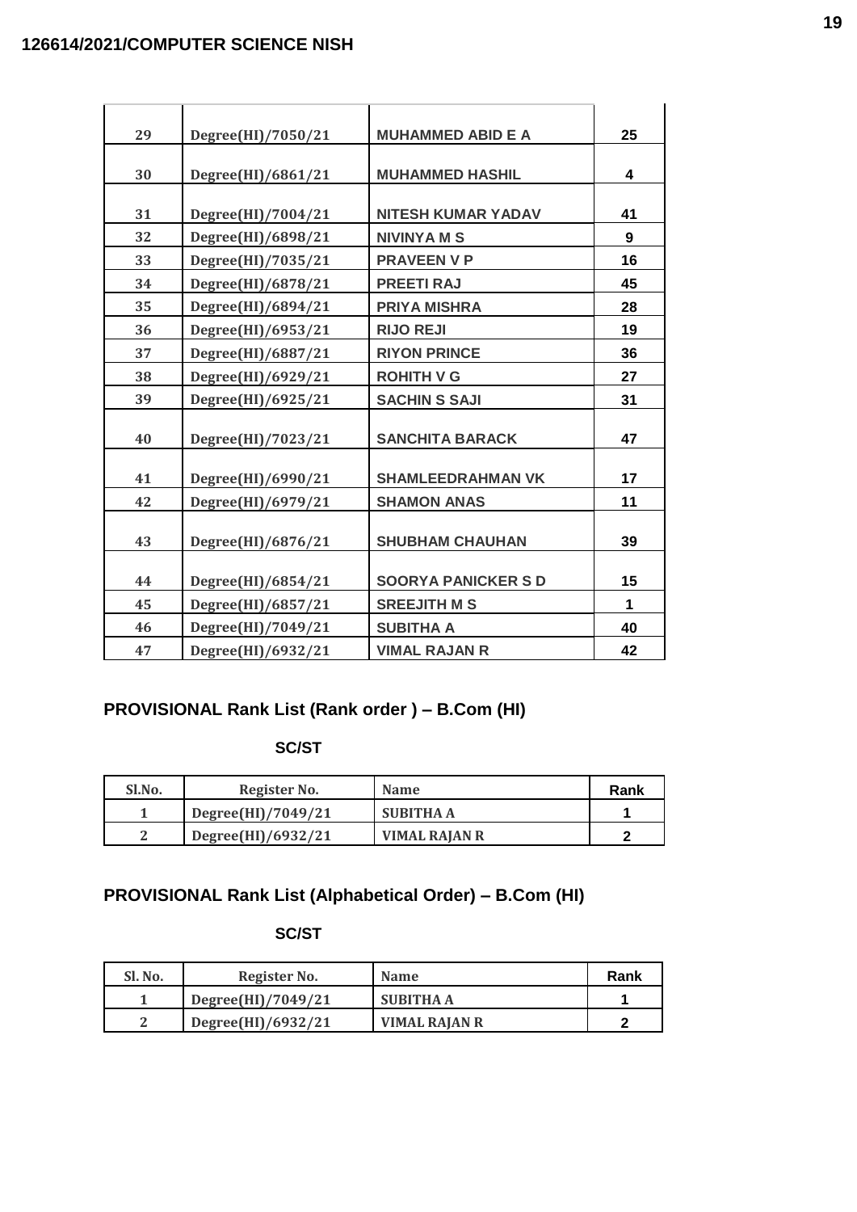| | | | |
|---|---|---|---|
| 29 | Degree(HI)/7050/21 | MUHAMMED ABID E A | 25 |
| 30 | Degree(HI)/6861/21 | MUHAMMED HASHIL | 4 |
| 31 | Degree(HI)/7004/21 | NITESH KUMAR YADAV | 41 |
| 32 | Degree(HI)/6898/21 | NIVINYA M S | 9 |
| 33 | Degree(HI)/7035/21 | PRAVEEN V P | 16 |
| 34 | Degree(HI)/6878/21 | PREETI RAJ | 45 |
| 35 | Degree(HI)/6894/21 | PRIYA MISHRA | 28 |
| 36 | Degree(HI)/6953/21 | RIJO REJI | 19 |
| 37 | Degree(HI)/6887/21 | RIYON PRINCE | 36 |
| 38 | Degree(HI)/6929/21 | ROHITH V G | 27 |
| 39 | Degree(HI)/6925/21 | SACHIN S SAJI | 31 |
| 40 | Degree(HI)/7023/21 | SANCHITA BARACK | 47 |
| 41 | Degree(HI)/6990/21 | SHAMLEEDRAHMAN VK | 17 |
| 42 | Degree(HI)/6979/21 | SHAMON ANAS | 11 |
| 43 | Degree(HI)/6876/21 | SHUBHAM CHAUHAN | 39 |
| 44 | Degree(HI)/6854/21 | SOORYA PANICKER S D | 15 |
| 45 | Degree(HI)/6857/21 | SREEJITH M S | 1 |
| 46 | Degree(HI)/7049/21 | SUBITHA A | 40 |
| 47 | Degree(HI)/6932/21 | VIMAL RAJAN R | 42 |

## PROVISIONAL Rank List (Rank order ) – B.Com (HI)

### SC/ST

| Sl.No. | Register No. | Name | Rank |
|---|---|---|---|
| 1 | Degree(HI)/7049/21 | SUBITHA A | 1 |
| 2 | Degree(HI)/6932/21 | VIMAL RAJAN R | 2 |

## PROVISIONAL Rank List (Alphabetical Order) – B.Com (HI)

### SC/ST

| Sl. No. | Register No. | Name | Rank |
|---|---|---|---|
| 1 | Degree(HI)/7049/21 | SUBITHA A | 1 |
| 2 | Degree(HI)/6932/21 | VIMAL RAJAN R | 2 |